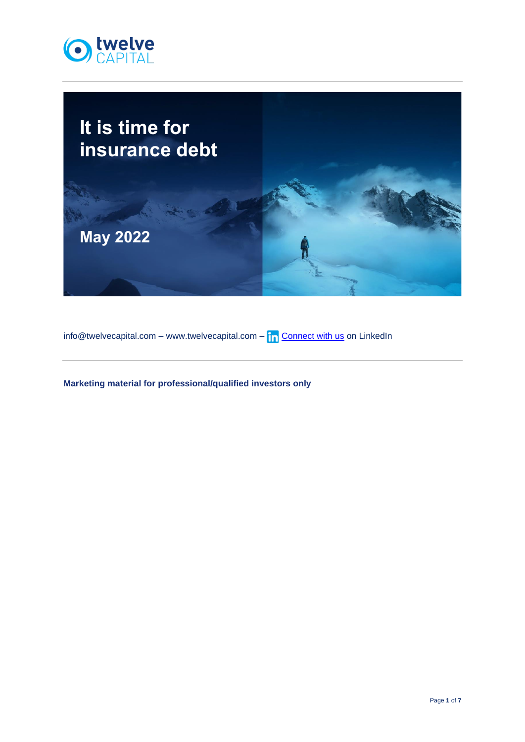twelve CAPITAL

# It is time for insurance debt

## May 2022

info@twelvecapital.com – www.twelvecapital.com – Connect with us on LinkedIn

**Marketing material for professional/qualified investors only**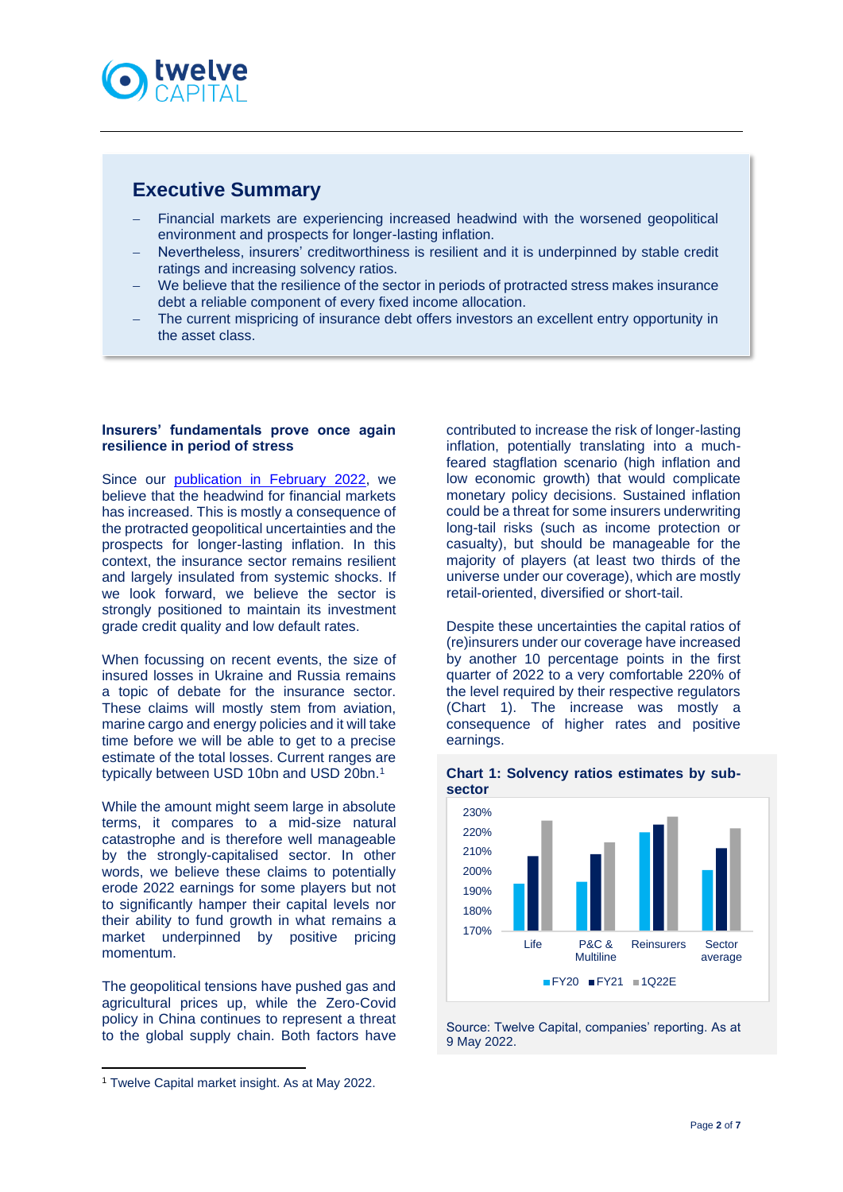## Executive Summary

- Financial markets are experiencing increased headwind with the worsened geopolitical environment and prospects for longer-lasting inflation.
- Nevertheless, insurers' creditworthiness is resilient and it is underpinned by stable credit ratings and increasing solvency ratios.
- We believe that the resilience of the sector in periods of protracted stress makes insurance debt a reliable component of every fixed income allocation.
- The current mispricing of insurance debt offers investors an excellent entry opportunity in the asset class.

**Insurers' fundamentals prove once again resilience in period of stress**

Since our publication in February 2022, we believe that the headwind for financial markets has increased. This is mostly a consequence of the protracted geopolitical uncertainties and the prospects for longer-lasting inflation. In this context, the insurance sector remains resilient and largely insulated from systemic shocks. If we look forward, we believe the sector is strongly positioned to maintain its investment grade credit quality and low default rates.

When focussing on recent events, the size of insured losses in Ukraine and Russia remains a topic of debate for the insurance sector. These claims will mostly stem from aviation, marine cargo and energy policies and it will take time before we will be able to get to a precise estimate of the total losses. Current ranges are typically between USD 10bn and USD 20bn.[1]

While the amount might seem large in absolute terms, it compares to a mid-size natural catastrophe and is therefore well manageable by the strongly-capitalised sector. In other words, we believe these claims to potentially erode 2022 earnings for some players but not to significantly hamper their capital levels nor their ability to fund growth in what remains a market underpinned by positive pricing momentum.

The geopolitical tensions have pushed gas and agricultural prices up, while the Zero-Covid policy in China continues to represent a threat to the global supply chain. Both factors have contributed to increase the risk of longer-lasting inflation, potentially translating into a much-feared stagflation scenario (high inflation and low economic growth) that would complicate monetary policy decisions. Sustained inflation could be a threat for some insurers underwriting long-tail risks (such as income protection or casualty), but should be manageable for the majority of players (at least two thirds of the universe under our coverage), which are mostly retail-oriented, diversified or short-tail.

Despite these uncertainties the capital ratios of (re)insurers under our coverage have increased by another 10 percentage points in the first quarter of 2022 to a very comfortable 220% of the level required by their respective regulators (Chart 1). The increase was mostly a consequence of higher rates and positive earnings.

**Chart 1: Solvency ratios estimates by sub-sector**

| | FY20 | FY21 | 1Q22E |
|---|---|---|---|
| Life | ~194% | ~208% | ~226% |
| P&C & Multiline | ~195% | ~209% | ~215% |
| Reinsurers | ~220% | ~224% | ~228% |
| Sector average | ~200% | ~211% | ~222% |

Source: Twelve Capital, companies' reporting. As at 9 May 2022.

[1] Twelve Capital market insight. As at May 2022.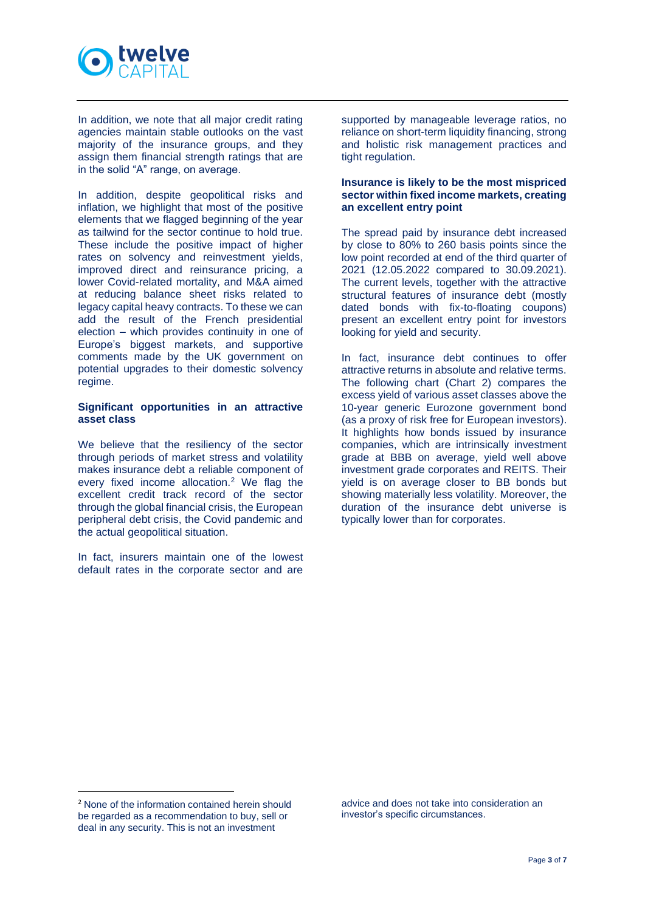In addition, we note that all major credit rating agencies maintain stable outlooks on the vast majority of the insurance groups, and they assign them financial strength ratings that are in the solid "A" range, on average.

In addition, despite geopolitical risks and inflation, we highlight that most of the positive elements that we flagged beginning of the year as tailwind for the sector continue to hold true. These include the positive impact of higher rates on solvency and reinvestment yields, improved direct and reinsurance pricing, a lower Covid-related mortality, and M&A aimed at reducing balance sheet risks related to legacy capital heavy contracts. To these we can add the result of the French presidential election – which provides continuity in one of Europe's biggest markets, and supportive comments made by the UK government on potential upgrades to their domestic solvency regime.

**Significant opportunities in an attractive asset class**

We believe that the resiliency of the sector through periods of market stress and volatility makes insurance debt a reliable component of every fixed income allocation.[2] We flag the excellent credit track record of the sector through the global financial crisis, the European peripheral debt crisis, the Covid pandemic and the actual geopolitical situation.

In fact, insurers maintain one of the lowest default rates in the corporate sector and are supported by manageable leverage ratios, no reliance on short-term liquidity financing, strong and holistic risk management practices and tight regulation.

**Insurance is likely to be the most mispriced sector within fixed income markets, creating an excellent entry point**

The spread paid by insurance debt increased by close to 80% to 260 basis points since the low point recorded at end of the third quarter of 2021 (12.05.2022 compared to 30.09.2021). The current levels, together with the attractive structural features of insurance debt (mostly dated bonds with fix-to-floating coupons) present an excellent entry point for investors looking for yield and security.

In fact, insurance debt continues to offer attractive returns in absolute and relative terms. The following chart (Chart 2) compares the excess yield of various asset classes above the 10-year generic Eurozone government bond (as a proxy of risk free for European investors). It highlights how bonds issued by insurance companies, which are intrinsically investment grade at BBB on average, yield well above investment grade corporates and REITS. Their yield is on average closer to BB bonds but showing materially less volatility. Moreover, the duration of the insurance debt universe is typically lower than for corporates.

---

[2] None of the information contained herein should be regarded as a recommendation to buy, sell or deal in any security. This is not an investment advice and does not take into consideration an investor's specific circumstances.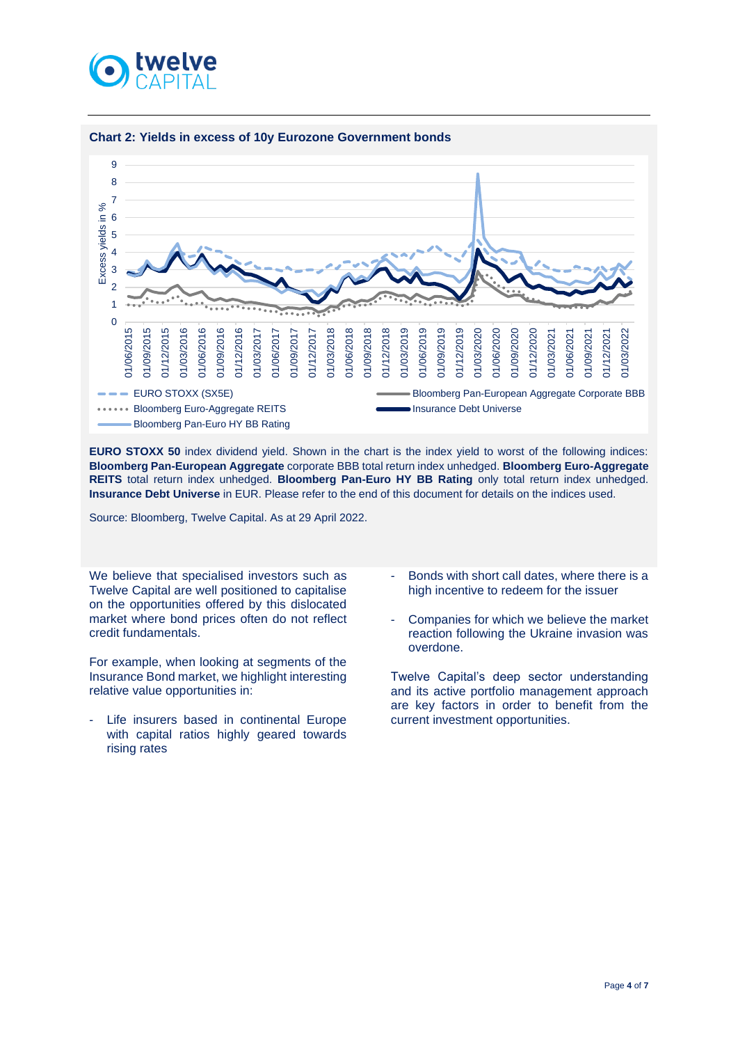**Chart 2: Yields in excess of 10y Eurozone Government bonds**

**EURO STOXX 50** index dividend yield. Shown in the chart is the index yield to worst of the following indices: **Bloomberg Pan-European Aggregate** corporate BBB total return index unhedged. **Bloomberg Euro-Aggregate REITS** total return index unhedged. **Bloomberg Pan-Euro HY BB Rating** only total return index unhedged. **Insurance Debt Universe** in EUR. Please refer to the end of this document for details on the indices used.

Source: Bloomberg, Twelve Capital. As at 29 April 2022.

We believe that specialised investors such as Twelve Capital are well positioned to capitalise on the opportunities offered by this dislocated market where bond prices often do not reflect credit fundamentals.

For example, when looking at segments of the Insurance Bond market, we highlight interesting relative value opportunities in:

- Life insurers based in continental Europe with capital ratios highly geared towards rising rates
- Bonds with short call dates, where there is a high incentive to redeem for the issuer
- Companies for which we believe the market reaction following the Ukraine invasion was overdone.

Twelve Capital's deep sector understanding and its active portfolio management approach are key factors in order to benefit from the current investment opportunities.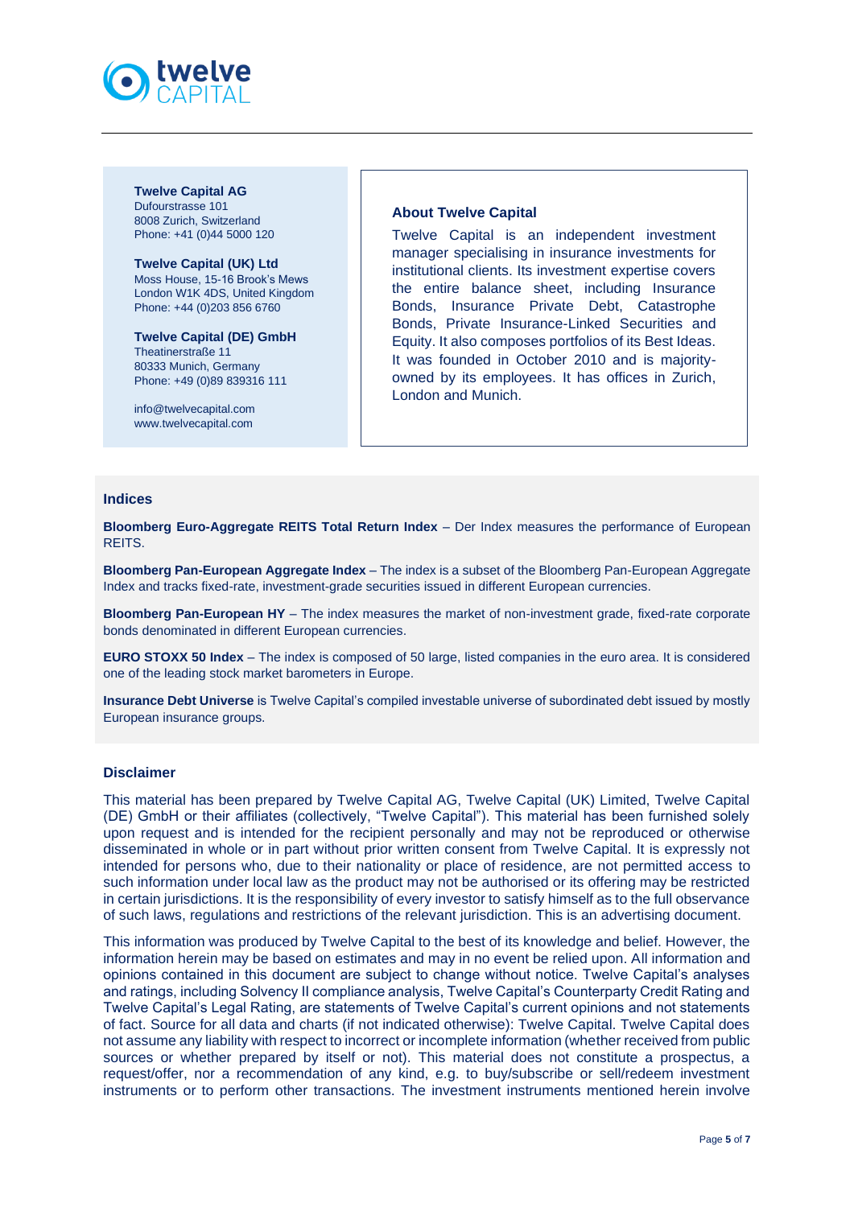**Twelve Capital AG**
Dufourstrasse 101
8008 Zurich, Switzerland
Phone: +41 (0)44 5000 120

**Twelve Capital (UK) Ltd**
Moss House, 15-16 Brook's Mews
London W1K 4DS, United Kingdom
Phone: +44 (0)203 856 6760

**Twelve Capital (DE) GmbH**
Theatinerstraße 11
80333 Munich, Germany
Phone: +49 (0)89 839316 111

info@twelvecapital.com
www.twelvecapital.com

### About Twelve Capital

Twelve Capital is an independent investment manager specialising in insurance investments for institutional clients. Its investment expertise covers the entire balance sheet, including Insurance Bonds, Insurance Private Debt, Catastrophe Bonds, Private Insurance-Linked Securities and Equity. It also composes portfolios of its Best Ideas. It was founded in October 2010 and is majority-owned by its employees. It has offices in Zurich, London and Munich.

## Indices

**Bloomberg Euro-Aggregate REITS Total Return Index** – Der Index measures the performance of European REITS.

**Bloomberg Pan-European Aggregate Index** – The index is a subset of the Bloomberg Pan-European Aggregate Index and tracks fixed-rate, investment-grade securities issued in different European currencies.

**Bloomberg Pan-European HY** – The index measures the market of non-investment grade, fixed-rate corporate bonds denominated in different European currencies.

**EURO STOXX 50 Index** – The index is composed of 50 large, listed companies in the euro area. It is considered one of the leading stock market barometers in Europe.

**Insurance Debt Universe** is Twelve Capital's compiled investable universe of subordinated debt issued by mostly European insurance groups.

## Disclaimer

This material has been prepared by Twelve Capital AG, Twelve Capital (UK) Limited, Twelve Capital (DE) GmbH or their affiliates (collectively, "Twelve Capital"). This material has been furnished solely upon request and is intended for the recipient personally and may not be reproduced or otherwise disseminated in whole or in part without prior written consent from Twelve Capital. It is expressly not intended for persons who, due to their nationality or place of residence, are not permitted access to such information under local law as the product may not be authorised or its offering may be restricted in certain jurisdictions. It is the responsibility of every investor to satisfy himself as to the full observance of such laws, regulations and restrictions of the relevant jurisdiction. This is an advertising document.

This information was produced by Twelve Capital to the best of its knowledge and belief. However, the information herein may be based on estimates and may in no event be relied upon. All information and opinions contained in this document are subject to change without notice. Twelve Capital's analyses and ratings, including Solvency II compliance analysis, Twelve Capital's Counterparty Credit Rating and Twelve Capital's Legal Rating, are statements of Twelve Capital's current opinions and not statements of fact. Source for all data and charts (if not indicated otherwise): Twelve Capital. Twelve Capital does not assume any liability with respect to incorrect or incomplete information (whether received from public sources or whether prepared by itself or not). This material does not constitute a prospectus, a request/offer, nor a recommendation of any kind, e.g. to buy/subscribe or sell/redeem investment instruments or to perform other transactions. The investment instruments mentioned herein involve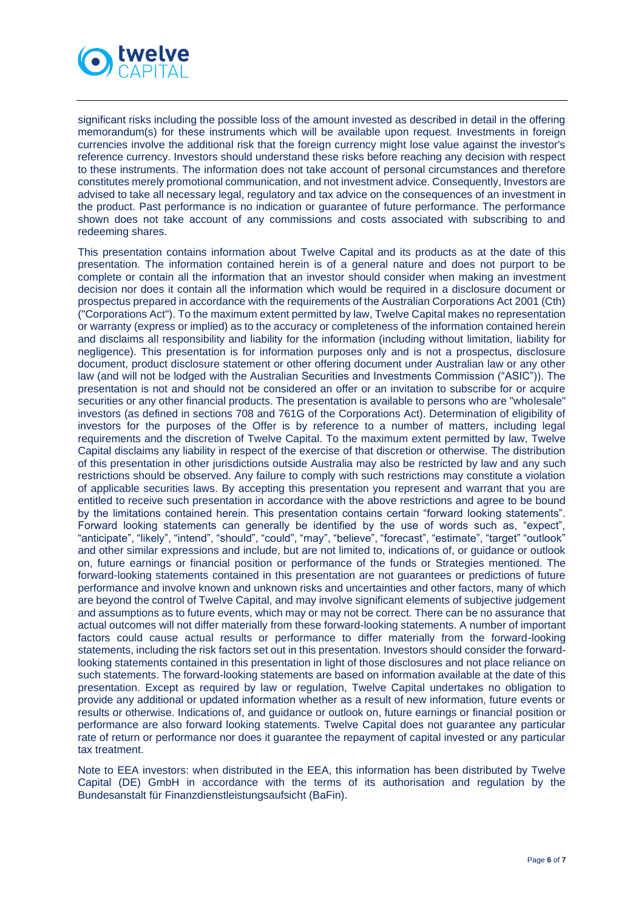significant risks including the possible loss of the amount invested as described in detail in the offering memorandum(s) for these instruments which will be available upon request. Investments in foreign currencies involve the additional risk that the foreign currency might lose value against the investor's reference currency. Investors should understand these risks before reaching any decision with respect to these instruments. The information does not take account of personal circumstances and therefore constitutes merely promotional communication, and not investment advice. Consequently, Investors are advised to take all necessary legal, regulatory and tax advice on the consequences of an investment in the product. Past performance is no indication or guarantee of future performance. The performance shown does not take account of any commissions and costs associated with subscribing to and redeeming shares.

This presentation contains information about Twelve Capital and its products as at the date of this presentation. The information contained herein is of a general nature and does not purport to be complete or contain all the information that an investor should consider when making an investment decision nor does it contain all the information which would be required in a disclosure document or prospectus prepared in accordance with the requirements of the Australian Corporations Act 2001 (Cth) ("Corporations Act"). To the maximum extent permitted by law, Twelve Capital makes no representation or warranty (express or implied) as to the accuracy or completeness of the information contained herein and disclaims all responsibility and liability for the information (including without limitation, liability for negligence). This presentation is for information purposes only and is not a prospectus, disclosure document, product disclosure statement or other offering document under Australian law or any other law (and will not be lodged with the Australian Securities and Investments Commission ("ASIC")). The presentation is not and should not be considered an offer or an invitation to subscribe for or acquire securities or any other financial products. The presentation is available to persons who are "wholesale" investors (as defined in sections 708 and 761G of the Corporations Act). Determination of eligibility of investors for the purposes of the Offer is by reference to a number of matters, including legal requirements and the discretion of Twelve Capital. To the maximum extent permitted by law, Twelve Capital disclaims any liability in respect of the exercise of that discretion or otherwise. The distribution of this presentation in other jurisdictions outside Australia may also be restricted by law and any such restrictions should be observed. Any failure to comply with such restrictions may constitute a violation of applicable securities laws. By accepting this presentation you represent and warrant that you are entitled to receive such presentation in accordance with the above restrictions and agree to be bound by the limitations contained herein. This presentation contains certain "forward looking statements". Forward looking statements can generally be identified by the use of words such as, "expect", "anticipate", "likely", "intend", "should", "could", "may", "believe", "forecast", "estimate", "target" "outlook" and other similar expressions and include, but are not limited to, indications of, or guidance or outlook on, future earnings or financial position or performance of the funds or Strategies mentioned. The forward-looking statements contained in this presentation are not guarantees or predictions of future performance and involve known and unknown risks and uncertainties and other factors, many of which are beyond the control of Twelve Capital, and may involve significant elements of subjective judgement and assumptions as to future events, which may or may not be correct. There can be no assurance that actual outcomes will not differ materially from these forward-looking statements. A number of important factors could cause actual results or performance to differ materially from the forward-looking statements, including the risk factors set out in this presentation. Investors should consider the forward-looking statements contained in this presentation in light of those disclosures and not place reliance on such statements. The forward-looking statements are based on information available at the date of this presentation. Except as required by law or regulation, Twelve Capital undertakes no obligation to provide any additional or updated information whether as a result of new information, future events or results or otherwise. Indications of, and guidance or outlook on, future earnings or financial position or performance are also forward looking statements. Twelve Capital does not guarantee any particular rate of return or performance nor does it guarantee the repayment of capital invested or any particular tax treatment.

Note to EEA investors: when distributed in the EEA, this information has been distributed by Twelve Capital (DE) GmbH in accordance with the terms of its authorisation and regulation by the Bundesanstalt für Finanzdienstleistungsaufsicht (BaFin).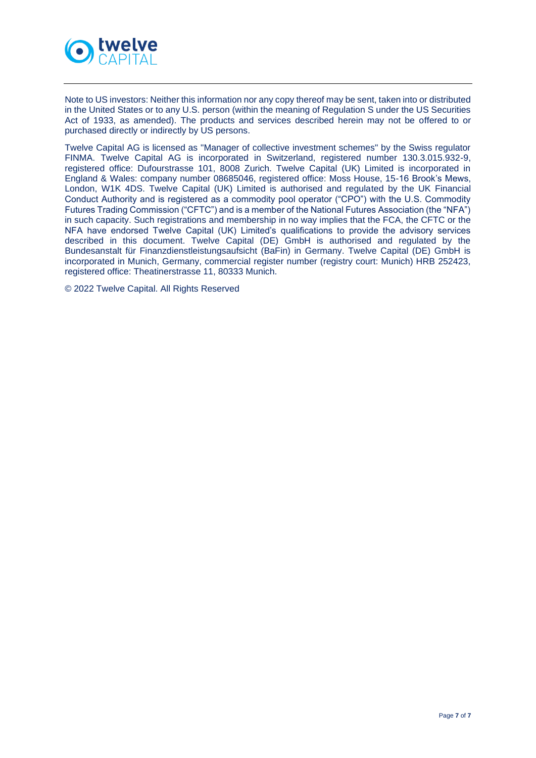Note to US investors: Neither this information nor any copy thereof may be sent, taken into or distributed in the United States or to any U.S. person (within the meaning of Regulation S under the US Securities Act of 1933, as amended). The products and services described herein may not be offered to or purchased directly or indirectly by US persons.

Twelve Capital AG is licensed as "Manager of collective investment schemes" by the Swiss regulator FINMA. Twelve Capital AG is incorporated in Switzerland, registered number 130.3.015.932-9, registered office: Dufourstrasse 101, 8008 Zurich. Twelve Capital (UK) Limited is incorporated in England & Wales: company number 08685046, registered office: Moss House, 15-16 Brook's Mews, London, W1K 4DS. Twelve Capital (UK) Limited is authorised and regulated by the UK Financial Conduct Authority and is registered as a commodity pool operator ("CPO") with the U.S. Commodity Futures Trading Commission ("CFTC") and is a member of the National Futures Association (the "NFA") in such capacity. Such registrations and membership in no way implies that the FCA, the CFTC or the NFA have endorsed Twelve Capital (UK) Limited's qualifications to provide the advisory services described in this document. Twelve Capital (DE) GmbH is authorised and regulated by the Bundesanstalt für Finanzdienstleistungsaufsicht (BaFin) in Germany. Twelve Capital (DE) GmbH is incorporated in Munich, Germany, commercial register number (registry court: Munich) HRB 252423, registered office: Theatinerstrasse 11, 80333 Munich.

© 2022 Twelve Capital. All Rights Reserved